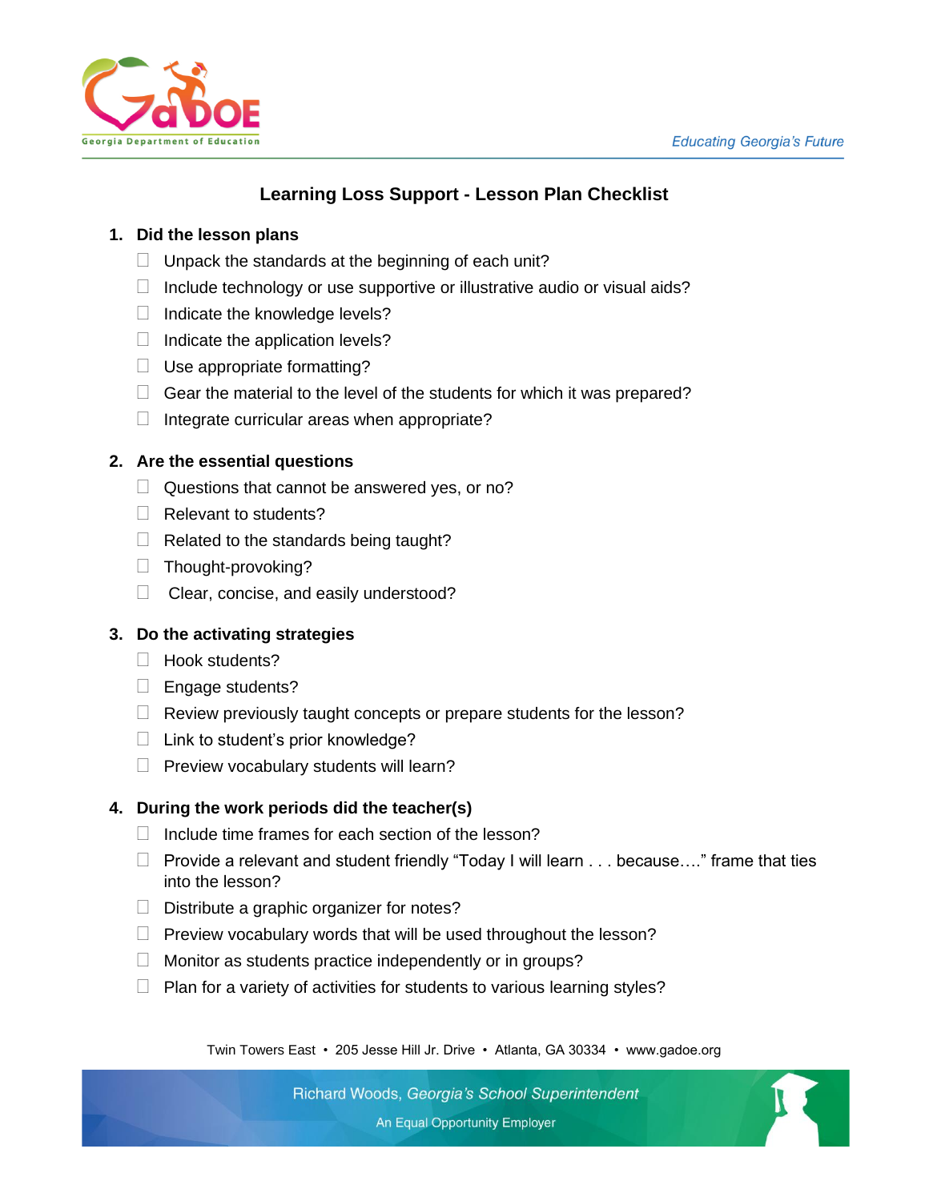## Learning Loss Support - Lesson Plan Checklist

1. **Did the lesson plans**
   - ☐ Unpack the standards at the beginning of each unit?
   - ☐ Include technology or use supportive or illustrative audio or visual aids?
   - ☐ Indicate the knowledge levels?
   - ☐ Indicate the application levels?
   - ☐ Use appropriate formatting?
   - ☐ Gear the material to the level of the students for which it was prepared?
   - ☐ Integrate curricular areas when appropriate?

2. **Are the essential questions**
   - ☐ Questions that cannot be answered yes, or no?
   - ☐ Relevant to students?
   - ☐ Related to the standards being taught?
   - ☐ Thought-provoking?
   - ☐ Clear, concise, and easily understood?

3. **Do the activating strategies**
   - ☐ Hook students?
   - ☐ Engage students?
   - ☐ Review previously taught concepts or prepare students for the lesson?
   - ☐ Link to student's prior knowledge?
   - ☐ Preview vocabulary students will learn?

4. **During the work periods did the teacher(s)**
   - ☐ Include time frames for each section of the lesson?
   - ☐ Provide a relevant and student friendly "Today I will learn . . . because…." frame that ties into the lesson?
   - ☐ Distribute a graphic organizer for notes?
   - ☐ Preview vocabulary words that will be used throughout the lesson?
   - ☐ Monitor as students practice independently or in groups?
   - ☐ Plan for a variety of activities for students to various learning styles?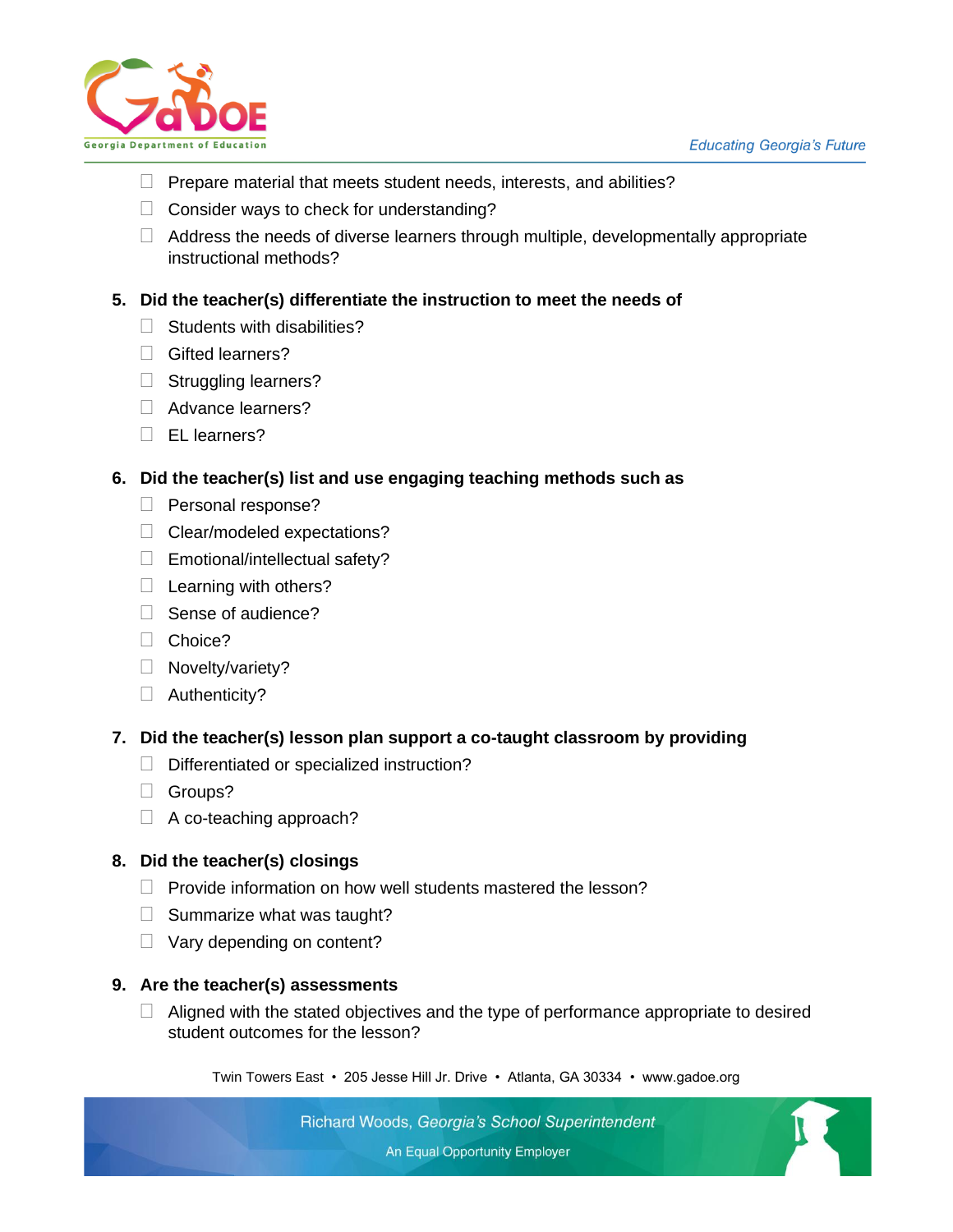- ☐ Prepare material that meets student needs, interests, and abilities?
- ☐ Consider ways to check for understanding?
- ☐ Address the needs of diverse learners through multiple, developmentally appropriate instructional methods?

**5. Did the teacher(s) differentiate the instruction to meet the needs of**

- ☐ Students with disabilities?
- ☐ Gifted learners?
- ☐ Struggling learners?
- ☐ Advance learners?
- ☐ EL learners?

**6. Did the teacher(s) list and use engaging teaching methods such as**

- ☐ Personal response?
- ☐ Clear/modeled expectations?
- ☐ Emotional/intellectual safety?
- ☐ Learning with others?
- ☐ Sense of audience?
- ☐ Choice?
- ☐ Novelty/variety?
- ☐ Authenticity?

**7. Did the teacher(s) lesson plan support a co-taught classroom by providing**

- ☐ Differentiated or specialized instruction?
- ☐ Groups?
- ☐ A co-teaching approach?

**8. Did the teacher(s) closings**

- ☐ Provide information on how well students mastered the lesson?
- ☐ Summarize what was taught?
- ☐ Vary depending on content?

**9. Are the teacher(s) assessments**

- ☐ Aligned with the stated objectives and the type of performance appropriate to desired student outcomes for the lesson?